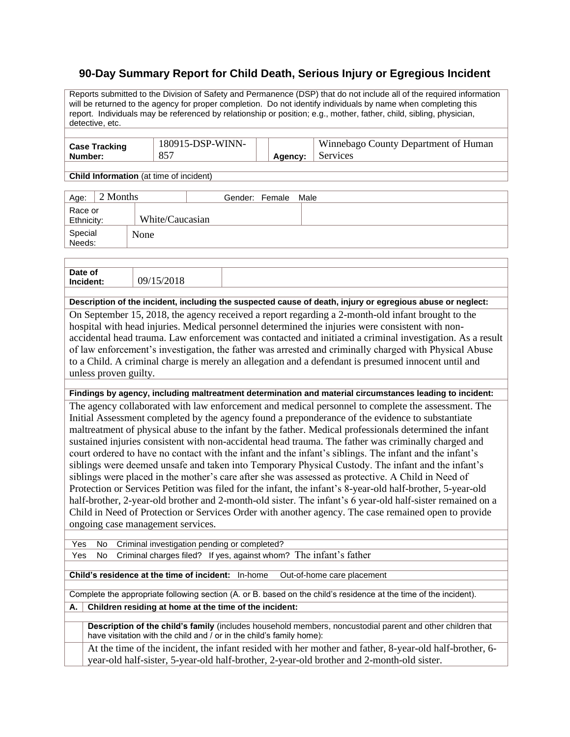# 90-Day Summary Report for Child Death, Serious Injury or Egregious Incident

Reports submitted to the Division of Safety and Permanence (DSP) that do not include all of the required information will be returned to the agency for proper completion. Do not identify individuals by name when completing this report. Individuals may be referenced by relationship or position; e.g., mother, father, child, sibling, physician, detective, etc.

| **Case Tracking Number:** | 180915-DSP-WINN-857 | **Agency:** | Winnebago County Department of Human Services |
|---|---|---|---|

**Child Information** (at time of incident)

| Age: | 2 Months | Gender: Female Male |
|---|---|---|
| Race or Ethnicity: | White/Caucasian | |
| Special Needs: | None | |

| **Date of Incident:** | 09/15/2018 |
|---|---|

**Description of the incident, including the suspected cause of death, injury or egregious abuse or neglect:**

On September 15, 2018, the agency received a report regarding a 2-month-old infant brought to the hospital with head injuries. Medical personnel determined the injuries were consistent with non-accidental head trauma. Law enforcement was contacted and initiated a criminal investigation. As a result of law enforcement's investigation, the father was arrested and criminally charged with Physical Abuse to a Child. A criminal charge is merely an allegation and a defendant is presumed innocent until and unless proven guilty.

**Findings by agency, including maltreatment determination and material circumstances leading to incident:**

The agency collaborated with law enforcement and medical personnel to complete the assessment. The Initial Assessment completed by the agency found a preponderance of the evidence to substantiate maltreatment of physical abuse to the infant by the father. Medical professionals determined the infant sustained injuries consistent with non-accidental head trauma. The father was criminally charged and court ordered to have no contact with the infant and the infant's siblings. The infant and the infant's siblings were deemed unsafe and taken into Temporary Physical Custody. The infant and the infant's siblings were placed in the mother's care after she was assessed as protective. A Child in Need of Protection or Services Petition was filed for the infant, the infant's 8-year-old half-brother, 5-year-old half-brother, 2-year-old brother and 2-month-old sister. The infant's 6 year-old half-sister remained on a Child in Need of Protection or Services Order with another agency. The case remained open to provide ongoing case management services.

Yes No Criminal investigation pending or completed?

Yes No Criminal charges filed? If yes, against whom? The infant's father

**Child's residence at the time of incident:** In-home Out-of-home care placement

Complete the appropriate following section (A. or B. based on the child's residence at the time of the incident).

**A. Children residing at home at the time of the incident:**

**Description of the child's family** (includes household members, noncustodial parent and other children that have visitation with the child and / or in the child's family home):

At the time of the incident, the infant resided with her mother and father, 8-year-old half-brother, 6-year-old half-sister, 5-year-old half-brother, 2-year-old brother and 2-month-old sister.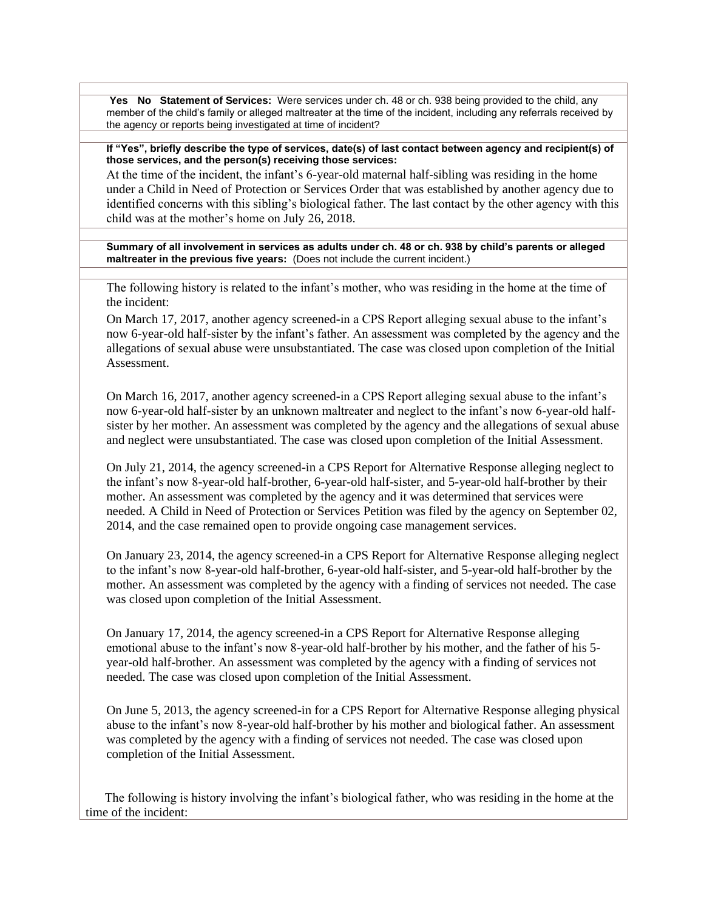**Yes No Statement of Services:** Were services under ch. 48 or ch. 938 being provided to the child, any member of the child's family or alleged maltreater at the time of the incident, including any referrals received by the agency or reports being investigated at time of incident?

**If "Yes", briefly describe the type of services, date(s) of last contact between agency and recipient(s) of those services, and the person(s) receiving those services:**

At the time of the incident, the infant's 6-year-old maternal half-sibling was residing in the home under a Child in Need of Protection or Services Order that was established by another agency due to identified concerns with this sibling's biological father. The last contact by the other agency with this child was at the mother's home on July 26, 2018.

**Summary of all involvement in services as adults under ch. 48 or ch. 938 by child's parents or alleged maltreater in the previous five years:** (Does not include the current incident.)

The following history is related to the infant's mother, who was residing in the home at the time of the incident:

On March 17, 2017, another agency screened-in a CPS Report alleging sexual abuse to the infant's now 6-year-old half-sister by the infant's father. An assessment was completed by the agency and the allegations of sexual abuse were unsubstantiated. The case was closed upon completion of the Initial Assessment.

On March 16, 2017, another agency screened-in a CPS Report alleging sexual abuse to the infant's now 6-year-old half-sister by an unknown maltreater and neglect to the infant's now 6-year-old half-sister by her mother. An assessment was completed by the agency and the allegations of sexual abuse and neglect were unsubstantiated. The case was closed upon completion of the Initial Assessment.

On July 21, 2014, the agency screened-in a CPS Report for Alternative Response alleging neglect to the infant's now 8-year-old half-brother, 6-year-old half-sister, and 5-year-old half-brother by their mother. An assessment was completed by the agency and it was determined that services were needed. A Child in Need of Protection or Services Petition was filed by the agency on September 02, 2014, and the case remained open to provide ongoing case management services.

On January 23, 2014, the agency screened-in a CPS Report for Alternative Response alleging neglect to the infant's now 8-year-old half-brother, 6-year-old half-sister, and 5-year-old half-brother by the mother. An assessment was completed by the agency with a finding of services not needed. The case was closed upon completion of the Initial Assessment.

On January 17, 2014, the agency screened-in a CPS Report for Alternative Response alleging emotional abuse to the infant's now 8-year-old half-brother by his mother, and the father of his 5-year-old half-brother. An assessment was completed by the agency with a finding of services not needed. The case was closed upon completion of the Initial Assessment.

On June 5, 2013, the agency screened-in for a CPS Report for Alternative Response alleging physical abuse to the infant's now 8-year-old half-brother by his mother and biological father. An assessment was completed by the agency with a finding of services not needed. The case was closed upon completion of the Initial Assessment.

The following is history involving the infant's biological father, who was residing in the home at the time of the incident: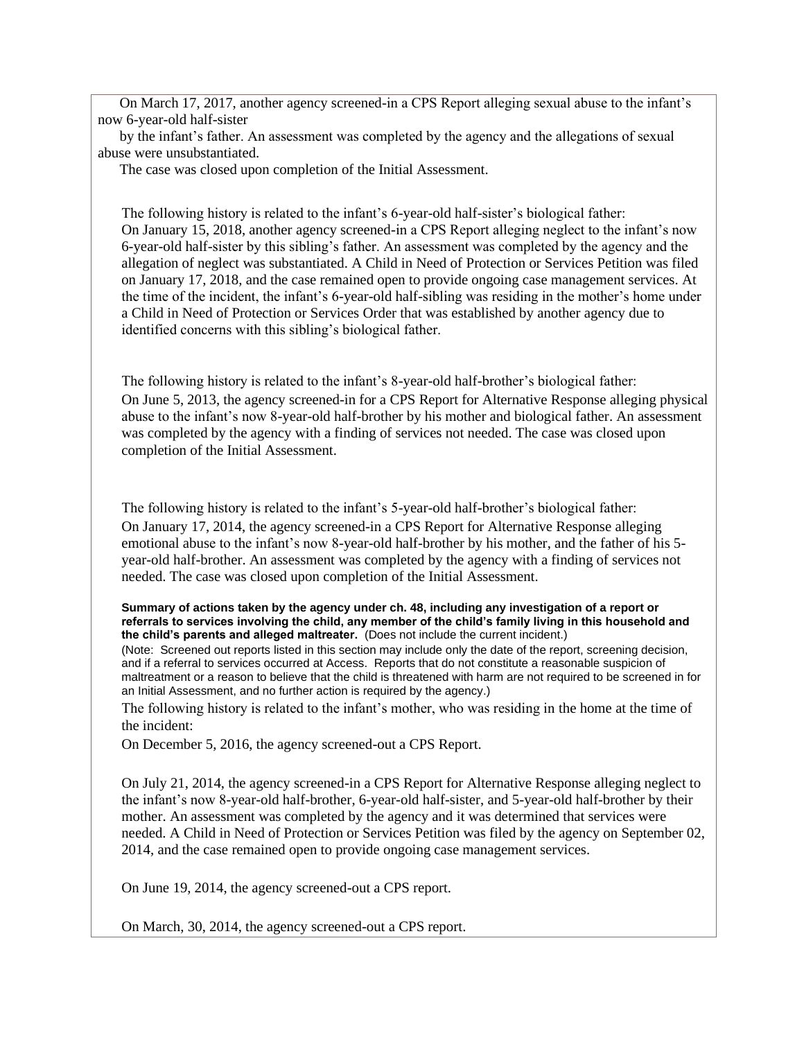On March 17, 2017, another agency screened-in a CPS Report alleging sexual abuse to the infant's now 6-year-old half-sister by the infant's father. An assessment was completed by the agency and the allegations of sexual abuse were unsubstantiated.

The case was closed upon completion of the Initial Assessment.

The following history is related to the infant's 6-year-old half-sister's biological father:

On January 15, 2018, another agency screened-in a CPS Report alleging neglect to the infant's now 6-year-old half-sister by this sibling's father. An assessment was completed by the agency and the allegation of neglect was substantiated. A Child in Need of Protection or Services Petition was filed on January 17, 2018, and the case remained open to provide ongoing case management services. At the time of the incident, the infant's 6-year-old half-sibling was residing in the mother's home under a Child in Need of Protection or Services Order that was established by another agency due to identified concerns with this sibling's biological father.

The following history is related to the infant's 8-year-old half-brother's biological father:

On June 5, 2013, the agency screened-in for a CPS Report for Alternative Response alleging physical abuse to the infant's now 8-year-old half-brother by his mother and biological father. An assessment was completed by the agency with a finding of services not needed. The case was closed upon completion of the Initial Assessment.

The following history is related to the infant's 5-year-old half-brother's biological father:

On January 17, 2014, the agency screened-in a CPS Report for Alternative Response alleging emotional abuse to the infant's now 8-year-old half-brother by his mother, and the father of his 5-year-old half-brother. An assessment was completed by the agency with a finding of services not needed. The case was closed upon completion of the Initial Assessment.

**Summary of actions taken by the agency under ch. 48, including any investigation of a report or referrals to services involving the child, any member of the child's family living in this household and the child's parents and alleged maltreater.** (Does not include the current incident.)

(Note: Screened out reports listed in this section may include only the date of the report, screening decision, and if a referral to services occurred at Access. Reports that do not constitute a reasonable suspicion of maltreatment or a reason to believe that the child is threatened with harm are not required to be screened in for an Initial Assessment, and no further action is required by the agency.)

The following history is related to the infant's mother, who was residing in the home at the time of the incident:

On December 5, 2016, the agency screened-out a CPS Report.

On July 21, 2014, the agency screened-in a CPS Report for Alternative Response alleging neglect to the infant's now 8-year-old half-brother, 6-year-old half-sister, and 5-year-old half-brother by their mother. An assessment was completed by the agency and it was determined that services were needed. A Child in Need of Protection or Services Petition was filed by the agency on September 02, 2014, and the case remained open to provide ongoing case management services.

On June 19, 2014, the agency screened-out a CPS report.

On March, 30, 2014, the agency screened-out a CPS report.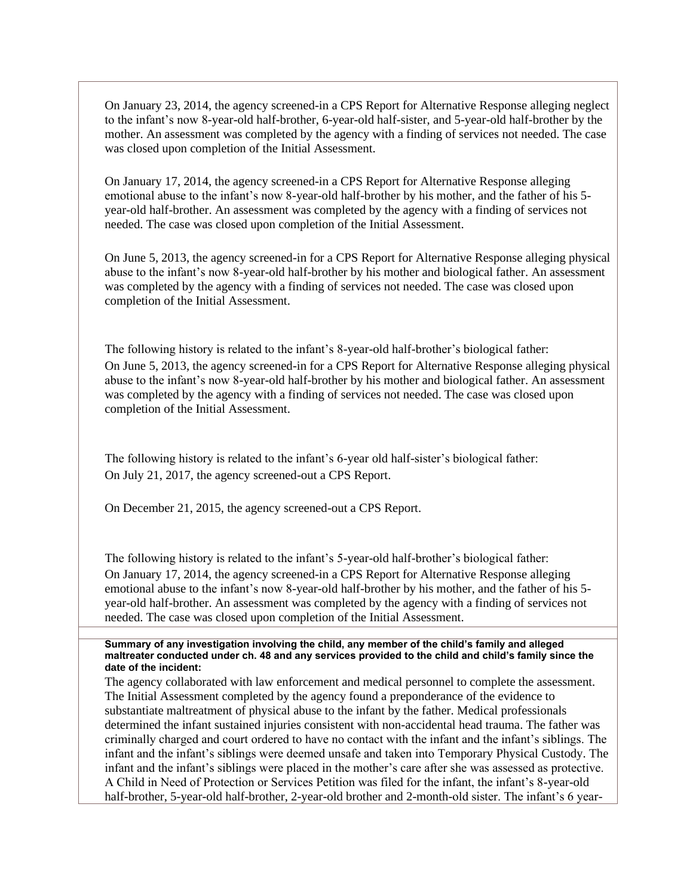On January 23, 2014, the agency screened-in a CPS Report for Alternative Response alleging neglect to the infant's now 8-year-old half-brother, 6-year-old half-sister, and 5-year-old half-brother by the mother. An assessment was completed by the agency with a finding of services not needed. The case was closed upon completion of the Initial Assessment.

On January 17, 2014, the agency screened-in a CPS Report for Alternative Response alleging emotional abuse to the infant's now 8-year-old half-brother by his mother, and the father of his 5-year-old half-brother. An assessment was completed by the agency with a finding of services not needed. The case was closed upon completion of the Initial Assessment.

On June 5, 2013, the agency screened-in for a CPS Report for Alternative Response alleging physical abuse to the infant's now 8-year-old half-brother by his mother and biological father. An assessment was completed by the agency with a finding of services not needed. The case was closed upon completion of the Initial Assessment.

The following history is related to the infant's 8-year-old half-brother's biological father:
On June 5, 2013, the agency screened-in for a CPS Report for Alternative Response alleging physical abuse to the infant's now 8-year-old half-brother by his mother and biological father. An assessment was completed by the agency with a finding of services not needed. The case was closed upon completion of the Initial Assessment.

The following history is related to the infant's 6-year old half-sister's biological father:
On July 21, 2017, the agency screened-out a CPS Report.

On December 21, 2015, the agency screened-out a CPS Report.

The following history is related to the infant's 5-year-old half-brother's biological father:
On January 17, 2014, the agency screened-in a CPS Report for Alternative Response alleging emotional abuse to the infant's now 8-year-old half-brother by his mother, and the father of his 5-year-old half-brother. An assessment was completed by the agency with a finding of services not needed. The case was closed upon completion of the Initial Assessment.

**Summary of any investigation involving the child, any member of the child's family and alleged maltreater conducted under ch. 48 and any services provided to the child and child's family since the date of the incident:**

The agency collaborated with law enforcement and medical personnel to complete the assessment. The Initial Assessment completed by the agency found a preponderance of the evidence to substantiate maltreatment of physical abuse to the infant by the father. Medical professionals determined the infant sustained injuries consistent with non-accidental head trauma. The father was criminally charged and court ordered to have no contact with the infant and the infant's siblings. The infant and the infant's siblings were deemed unsafe and taken into Temporary Physical Custody. The infant and the infant's siblings were placed in the mother's care after she was assessed as protective. A Child in Need of Protection or Services Petition was filed for the infant, the infant's 8-year-old half-brother, 5-year-old half-brother, 2-year-old brother and 2-month-old sister. The infant's 6 year-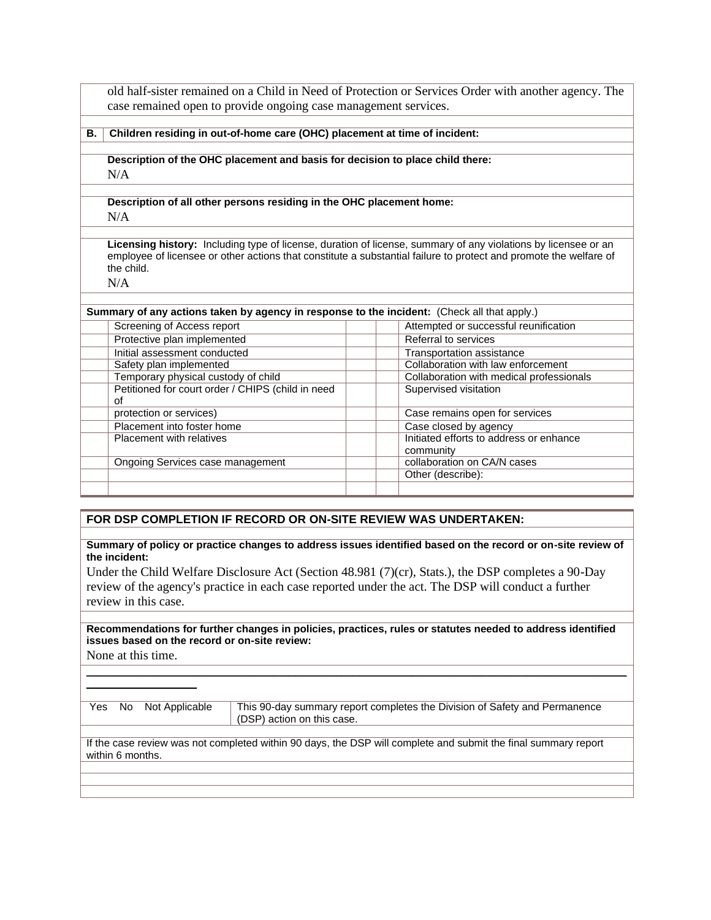old half-sister remained on a Child in Need of Protection or Services Order with another agency. The case remained open to provide ongoing case management services.

**B. Children residing in out-of-home care (OHC) placement at time of incident:**

**Description of the OHC placement and basis for decision to place child there:**
N/A

**Description of all other persons residing in the OHC placement home:**
N/A

**Licensing history:** Including type of license, duration of license, summary of any violations by licensee or an employee of licensee or other actions that constitute a substantial failure to protect and promote the welfare of the child.
N/A

**Summary of any actions taken by agency in response to the incident:** (Check all that apply.)

| | | | | |
|---|---|---|---|---|
| | Screening of Access report | | | Attempted or successful reunification |
| | Protective plan implemented | | | Referral to services |
| | Initial assessment conducted | | | Transportation assistance |
| | Safety plan implemented | | | Collaboration with law enforcement |
| | Temporary physical custody of child | | | Collaboration with medical professionals |
| | Petitioned for court order / CHIPS (child in need of protection or services) | | | Supervised visitation |
| | | | | Case remains open for services |
| | Placement into foster home | | | Case closed by agency |
| | Placement with relatives | | | Initiated efforts to address or enhance community collaboration on CA/N cases |
| | Ongoing Services case management | | | |
| | | | | Other (describe): |

## FOR DSP COMPLETION IF RECORD OR ON-SITE REVIEW WAS UNDERTAKEN:

**Summary of policy or practice changes to address issues identified based on the record or on-site review of the incident:**

Under the Child Welfare Disclosure Act (Section 48.981 (7)(cr), Stats.), the DSP completes a 90-Day review of the agency's practice in each case reported under the act. The DSP will conduct a further review in this case.

**Recommendations for further changes in policies, practices, rules or statutes needed to address identified issues based on the record or on-site review:**

None at this time.

| | |
|---|---|
| Yes No Not Applicable | This 90-day summary report completes the Division of Safety and Permanence (DSP) action on this case. |

If the case review was not completed within 90 days, the DSP will complete and submit the final summary report within 6 months.